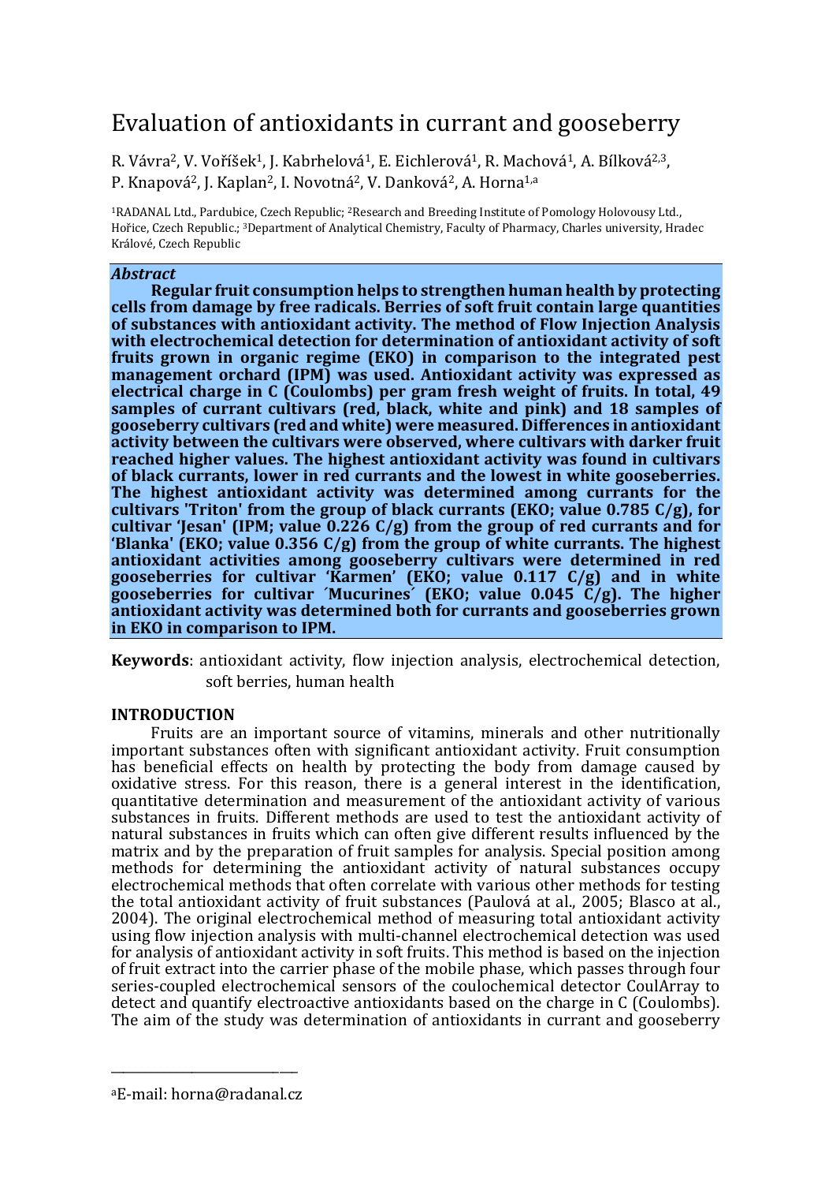# Evaluation of antioxidants in currant and gooseberry

R. Vávra[2], V. Voříšek[1], J. Kabrhelová[1], E. Eichlerová[1], R. Machová[1], A. Bílková[2,3], P. Knapová[2], J. Kaplan[2], I. Novotná[2], V. Danková[2], A. Horna[1,a]

[1]RADANAL Ltd., Pardubice, Czech Republic; [2]Research and Breeding Institute of Pomology Holovousy Ltd., Hořice, Czech Republic.; [3]Department of Analytical Chemistry, Faculty of Pharmacy, Charles university, Hradec Králové, Czech Republic

***Abstract***

**Regular fruit consumption helps to strengthen human health by protecting cells from damage by free radicals. Berries of soft fruit contain large quantities of substances with antioxidant activity. The method of Flow Injection Analysis with electrochemical detection for determination of antioxidant activity of soft fruits grown in organic regime (EKO) in comparison to the integrated pest management orchard (IPM) was used. Antioxidant activity was expressed as electrical charge in C (Coulombs) per gram fresh weight of fruits. In total, 49 samples of currant cultivars (red, black, white and pink) and 18 samples of gooseberry cultivars (red and white) were measured. Differences in antioxidant activity between the cultivars were observed, where cultivars with darker fruit reached higher values. The highest antioxidant activity was found in cultivars of black currants, lower in red currants and the lowest in white gooseberries. The highest antioxidant activity was determined among currants for the cultivars 'Triton' from the group of black currants (EKO; value 0.785 C/g), for cultivar 'Jesan' (IPM; value 0.226 C/g) from the group of red currants and for 'Blanka' (EKO; value 0.356 C/g) from the group of white currants. The highest antioxidant activities among gooseberry cultivars were determined in red gooseberries for cultivar 'Karmen' (EKO; value 0.117 C/g) and in white gooseberries for cultivar ´Mucurines´ (EKO; value 0.045 C/g). The higher antioxidant activity was determined both for currants and gooseberries grown in EKO in comparison to IPM.**

**Keywords**: antioxidant activity, flow injection analysis, electrochemical detection, soft berries, human health

## INTRODUCTION

Fruits are an important source of vitamins, minerals and other nutritionally important substances often with significant antioxidant activity. Fruit consumption has beneficial effects on health by protecting the body from damage caused by oxidative stress. For this reason, there is a general interest in the identification, quantitative determination and measurement of the antioxidant activity of various substances in fruits. Different methods are used to test the antioxidant activity of natural substances in fruits which can often give different results influenced by the matrix and by the preparation of fruit samples for analysis. Special position among methods for determining the antioxidant activity of natural substances occupy electrochemical methods that often correlate with various other methods for testing the total antioxidant activity of fruit substances (Paulová at al., 2005; Blasco at al., 2004). The original electrochemical method of measuring total antioxidant activity using flow injection analysis with multi-channel electrochemical detection was used for analysis of antioxidant activity in soft fruits. This method is based on the injection of fruit extract into the carrier phase of the mobile phase, which passes through four series-coupled electrochemical sensors of the coulochemical detector CoulArray to detect and quantify electroactive antioxidants based on the charge in C (Coulombs). The aim of the study was determination of antioxidants in currant and gooseberry

[a]E-mail: horna@radanal.cz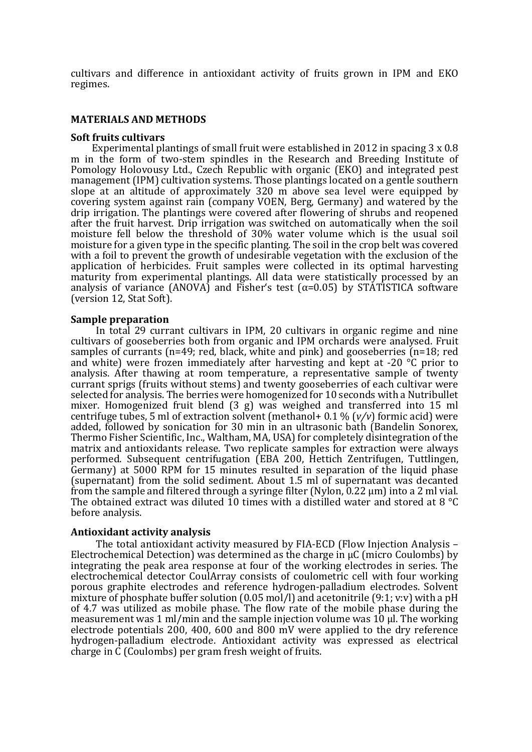cultivars and difference in antioxidant activity of fruits grown in IPM and EKO regimes.

## MATERIALS AND METHODS

### Soft fruits cultivars

Experimental plantings of small fruit were established in 2012 in spacing 3 x 0.8 m in the form of two-stem spindles in the Research and Breeding Institute of Pomology Holovousy Ltd., Czech Republic with organic (EKO) and integrated pest management (IPM) cultivation systems. Those plantings located on a gentle southern slope at an altitude of approximately 320 m above sea level were equipped by covering system against rain (company VOEN, Berg, Germany) and watered by the drip irrigation. The plantings were covered after flowering of shrubs and reopened after the fruit harvest. Drip irrigation was switched on automatically when the soil moisture fell below the threshold of 30% water volume which is the usual soil moisture for a given type in the specific planting. The soil in the crop belt was covered with a foil to prevent the growth of undesirable vegetation with the exclusion of the application of herbicides. Fruit samples were collected in its optimal harvesting maturity from experimental plantings. All data were statistically processed by an analysis of variance (ANOVA) and Fisher's test ($\alpha$=0.05) by STATISTICA software (version 12, Stat Soft).

### Sample preparation

In total 29 currant cultivars in IPM, 20 cultivars in organic regime and nine cultivars of gooseberries both from organic and IPM orchards were analysed. Fruit samples of currants (n=49; red, black, white and pink) and gooseberries (n=18; red and white) were frozen immediately after harvesting and kept at -20 °C prior to analysis. After thawing at room temperature, a representative sample of twenty currant sprigs (fruits without stems) and twenty gooseberries of each cultivar were selected for analysis. The berries were homogenized for 10 seconds with a Nutribullet mixer. Homogenized fruit blend (3 g) was weighed and transferred into 15 ml centrifuge tubes, 5 ml of extraction solvent (methanol+ 0.1 % (*v/v*) formic acid) were added, followed by sonication for 30 min in an ultrasonic bath (Bandelin Sonorex, Thermo Fisher Scientific, Inc., Waltham, MA, USA) for completely disintegration of the matrix and antioxidants release. Two replicate samples for extraction were always performed. Subsequent centrifugation (EBA 200, Hettich Zentrifugen, Tuttlingen, Germany) at 5000 RPM for 15 minutes resulted in separation of the liquid phase (supernatant) from the solid sediment. About 1.5 ml of supernatant was decanted from the sample and filtered through a syringe filter (Nylon, 0.22 μm) into a 2 ml vial. The obtained extract was diluted 10 times with a distilled water and stored at 8 °C before analysis.

### Antioxidant activity analysis

The total antioxidant activity measured by FIA-ECD (Flow Injection Analysis – Electrochemical Detection) was determined as the charge in μC (micro Coulombs) by integrating the peak area response at four of the working electrodes in series. The electrochemical detector CoulArray consists of coulometric cell with four working porous graphite electrodes and reference hydrogen-palladium electrodes. Solvent mixture of phosphate buffer solution (0.05 mol/l) and acetonitrile (9:1; v:v) with a pH of 4.7 was utilized as mobile phase. The flow rate of the mobile phase during the measurement was 1 ml/min and the sample injection volume was 10 μl. The working electrode potentials 200, 400, 600 and 800 mV were applied to the dry reference hydrogen-palladium electrode. Antioxidant activity was expressed as electrical charge in C (Coulombs) per gram fresh weight of fruits.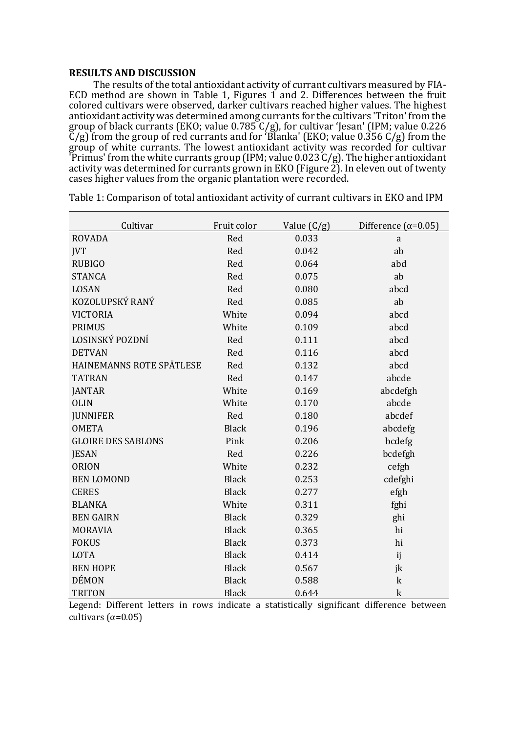## RESULTS AND DISCUSSION

The results of the total antioxidant activity of currant cultivars measured by FIA-ECD method are shown in Table 1, Figures 1 and 2. Differences between the fruit colored cultivars were observed, darker cultivars reached higher values. The highest antioxidant activity was determined among currants for the cultivars 'Triton' from the group of black currants (EKO; value 0.785 C/g), for cultivar 'Jesan' (IPM; value 0.226 C/g) from the group of red currants and for 'Blanka' (EKO; value 0.356 C/g) from the group of white currants. The lowest antioxidant activity was recorded for cultivar 'Primus' from the white currants group (IPM; value 0.023 C/g). The higher antioxidant activity was determined for currants grown in EKO (Figure 2). In eleven out of twenty cases higher values from the organic plantation were recorded.

Table 1: Comparison of total antioxidant activity of currant cultivars in EKO and IPM

| Cultivar | Fruit color | Value (C/g) | Difference (α=0.05) |
|---|---|---|---|
| ROVADA | Red | 0.033 | a |
| JVT | Red | 0.042 | ab |
| RUBIGO | Red | 0.064 | abd |
| STANCA | Red | 0.075 | ab |
| LOSAN | Red | 0.080 | abcd |
| KOZOLUPSKÝ RANÝ | Red | 0.085 | ab |
| VICTORIA | White | 0.094 | abcd |
| PRIMUS | White | 0.109 | abcd |
| LOSINSKÝ POZDNÍ | Red | 0.111 | abcd |
| DETVAN | Red | 0.116 | abcd |
| HAINEMANNS ROTE SPÄTLESE | Red | 0.132 | abcd |
| TATRAN | Red | 0.147 | abcde |
| JANTAR | White | 0.169 | abcdefgh |
| OLIN | White | 0.170 | abcde |
| JUNNIFER | Red | 0.180 | abcdef |
| OMETA | Black | 0.196 | abcdefg |
| GLOIRE DES SABLONS | Pink | 0.206 | bcdefg |
| JESAN | Red | 0.226 | bcdefgh |
| ORION | White | 0.232 | cefgh |
| BEN LOMOND | Black | 0.253 | cdefghi |
| CERES | Black | 0.277 | efgh |
| BLANKA | White | 0.311 | fghi |
| BEN GAIRN | Black | 0.329 | ghi |
| MORAVIA | Black | 0.365 | hi |
| FOKUS | Black | 0.373 | hi |
| LOTA | Black | 0.414 | ij |
| BEN HOPE | Black | 0.567 | jk |
| DÉMON | Black | 0.588 | k |
| TRITON | Black | 0.644 | k |

Legend: Different letters in rows indicate a statistically significant difference between cultivars (α=0.05)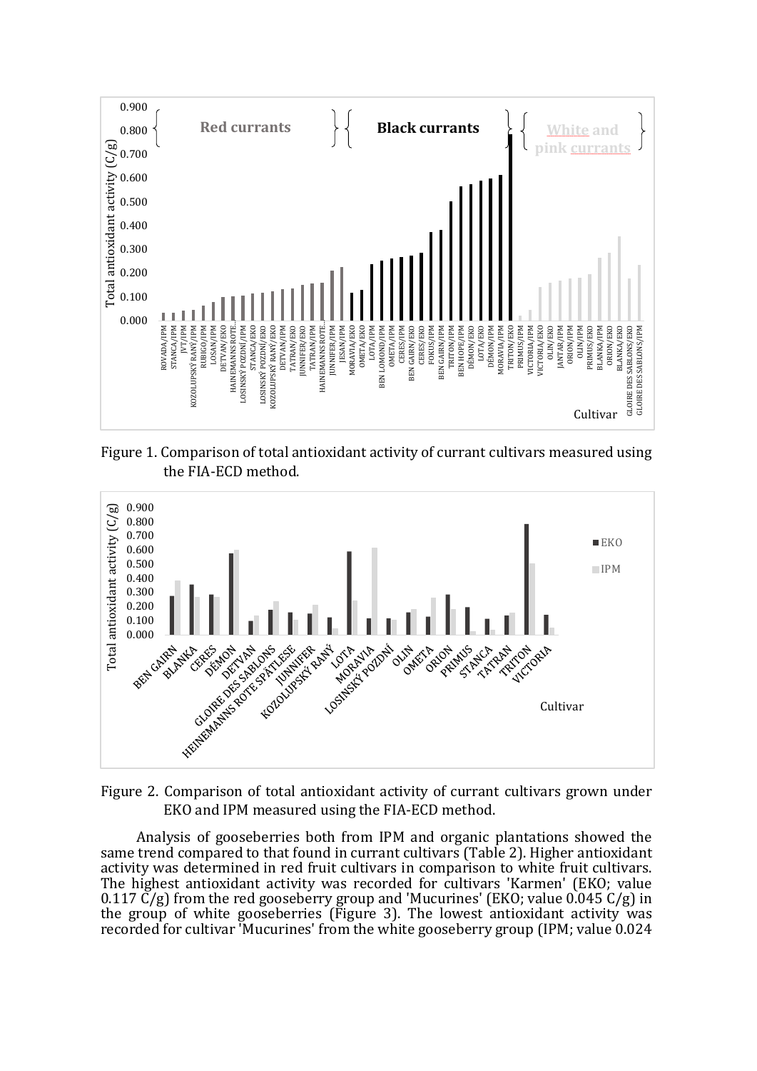Figure 1. Comparison of total antioxidant activity of currant cultivars measured using the FIA-ECD method.

Figure 2. Comparison of total antioxidant activity of currant cultivars grown under EKO and IPM measured using the FIA-ECD method.

Analysis of gooseberries both from IPM and organic plantations showed the same trend compared to that found in currant cultivars (Table 2). Higher antioxidant activity was determined in red fruit cultivars in comparison to white fruit cultivars. The highest antioxidant activity was recorded for cultivars 'Karmen' (EKO; value 0.117 C/g) from the red gooseberry group and 'Mucurines' (EKO; value 0.045 C/g) in the group of white gooseberries (Figure 3). The lowest antioxidant activity was recorded for cultivar 'Mucurines' from the white gooseberry group (IPM; value 0.024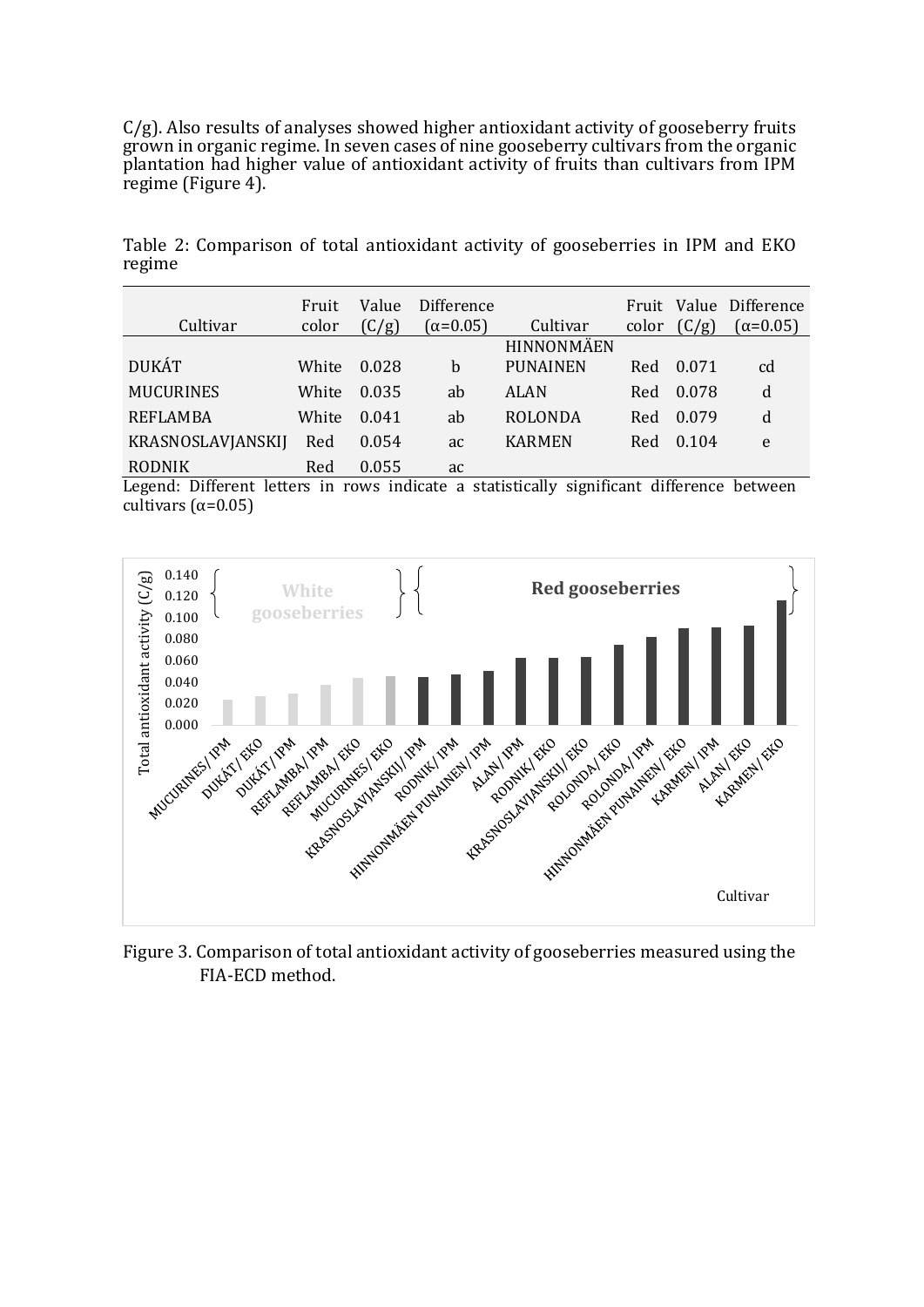C/g). Also results of analyses showed higher antioxidant activity of gooseberry fruits grown in organic regime. In seven cases of nine gooseberry cultivars from the organic plantation had higher value of antioxidant activity of fruits than cultivars from IPM regime (Figure 4).

Table 2: Comparison of total antioxidant activity of gooseberries in IPM and EKO regime

| Cultivar | Fruit color | Value (C/g) | Difference (α=0.05) | Cultivar | Fruit color | Value (C/g) | Difference (α=0.05) |
|---|---|---|---|---|---|---|---|
| DUKÁT | White | 0.028 | b | HINNONMÄEN PUNAINEN | Red | 0.071 | cd |
| MUCURINES | White | 0.035 | ab | ALAN | Red | 0.078 | d |
| REFLAMBA | White | 0.041 | ab | ROLONDA | Red | 0.079 | d |
| KRASNOSLAVJANSKIJ | Red | 0.054 | ac | KARMEN | Red | 0.104 | e |
| RODNIK | Red | 0.055 | ac | | | | |

Legend: Different letters in rows indicate a statistically significant difference between cultivars (α=0.05)

Figure 3. Comparison of total antioxidant activity of gooseberries measured using the FIA-ECD method.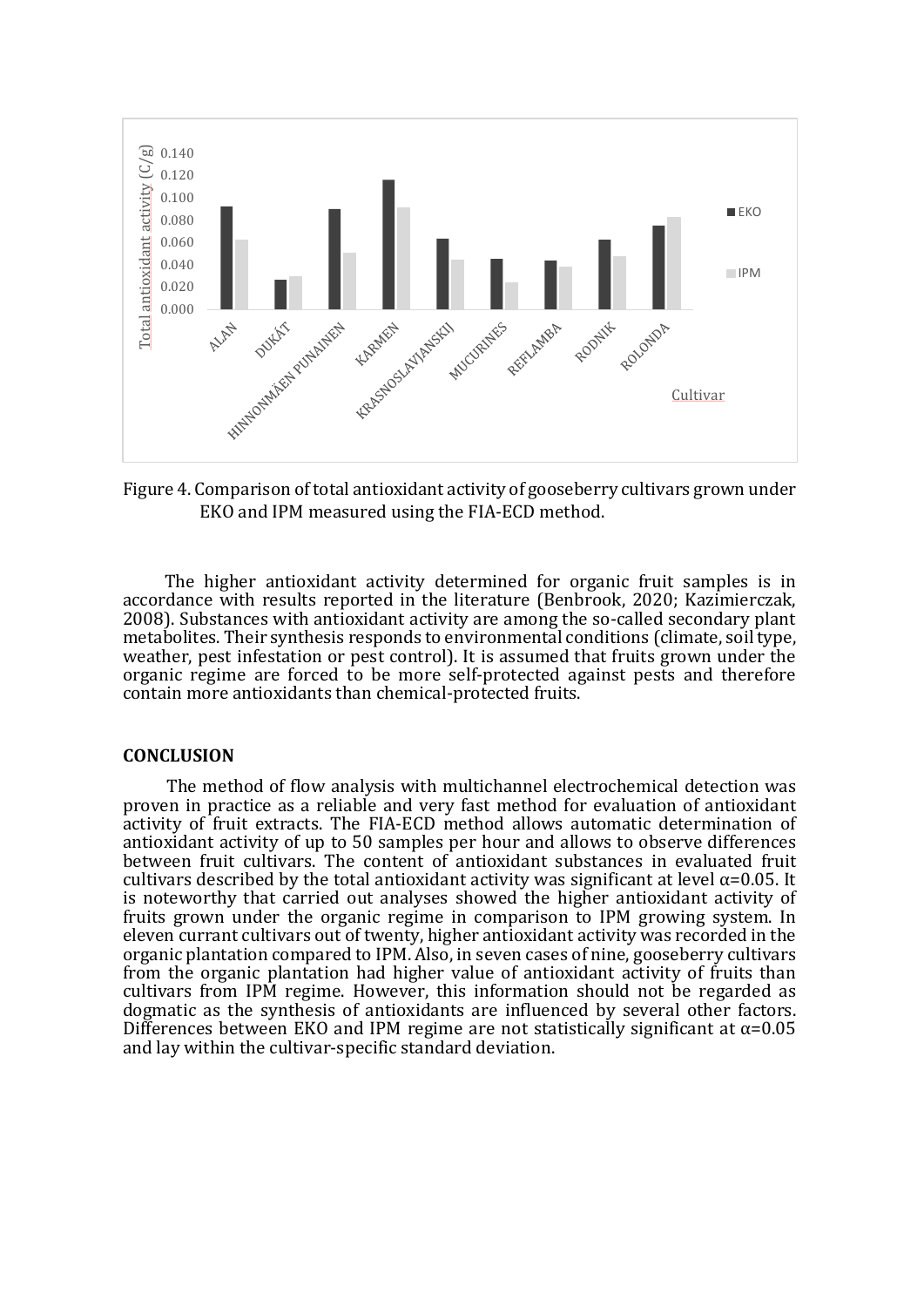Figure 4. Comparison of total antioxidant activity of gooseberry cultivars grown under EKO and IPM measured using the FIA-ECD method.

The higher antioxidant activity determined for organic fruit samples is in accordance with results reported in the literature (Benbrook, 2020; Kazimierczak, 2008). Substances with antioxidant activity are among the so-called secondary plant metabolites. Their synthesis responds to environmental conditions (climate, soil type, weather, pest infestation or pest control). It is assumed that fruits grown under the organic regime are forced to be more self-protected against pests and therefore contain more antioxidants than chemical-protected fruits.

## CONCLUSION

The method of flow analysis with multichannel electrochemical detection was proven in practice as a reliable and very fast method for evaluation of antioxidant activity of fruit extracts. The FIA-ECD method allows automatic determination of antioxidant activity of up to 50 samples per hour and allows to observe differences between fruit cultivars. The content of antioxidant substances in evaluated fruit cultivars described by the total antioxidant activity was significant at level $\alpha$=0.05. It is noteworthy that carried out analyses showed the higher antioxidant activity of fruits grown under the organic regime in comparison to IPM growing system. In eleven currant cultivars out of twenty, higher antioxidant activity was recorded in the organic plantation compared to IPM. Also, in seven cases of nine, gooseberry cultivars from the organic plantation had higher value of antioxidant activity of fruits than cultivars from IPM regime. However, this information should not be regarded as dogmatic as the synthesis of antioxidants are influenced by several other factors. Differences between EKO and IPM regime are not statistically significant at $\alpha$=0.05 and lay within the cultivar-specific standard deviation.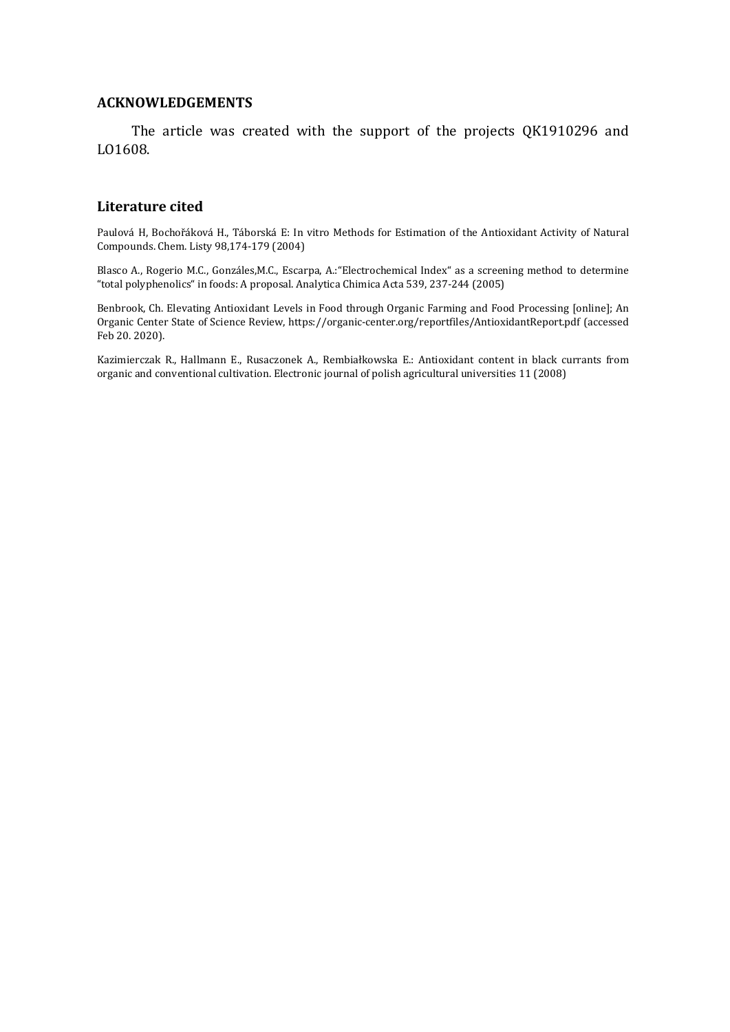## ACKNOWLEDGEMENTS

The article was created with the support of the projects QK1910296 and LO1608.

## Literature cited

Paulová H, Bochořáková H., Táborská E: In vitro Methods for Estimation of the Antioxidant Activity of Natural Compounds. Chem. Listy 98,174-179 (2004)

Blasco A., Rogerio M.C., Gonzáles,M.C., Escarpa, A.:"Electrochemical Index" as a screening method to determine "total polyphenolics" in foods: A proposal. Analytica Chimica Acta 539, 237-244 (2005)

Benbrook, Ch. Elevating Antioxidant Levels in Food through Organic Farming and Food Processing [online]; An Organic Center State of Science Review, https://organic-center.org/reportfiles/AntioxidantReport.pdf (accessed Feb 20. 2020).

Kazimierczak R., Hallmann E., Rusaczonek A., Rembiałkowska E.: Antioxidant content in black currants from organic and conventional cultivation. Electronic journal of polish agricultural universities 11 (2008)